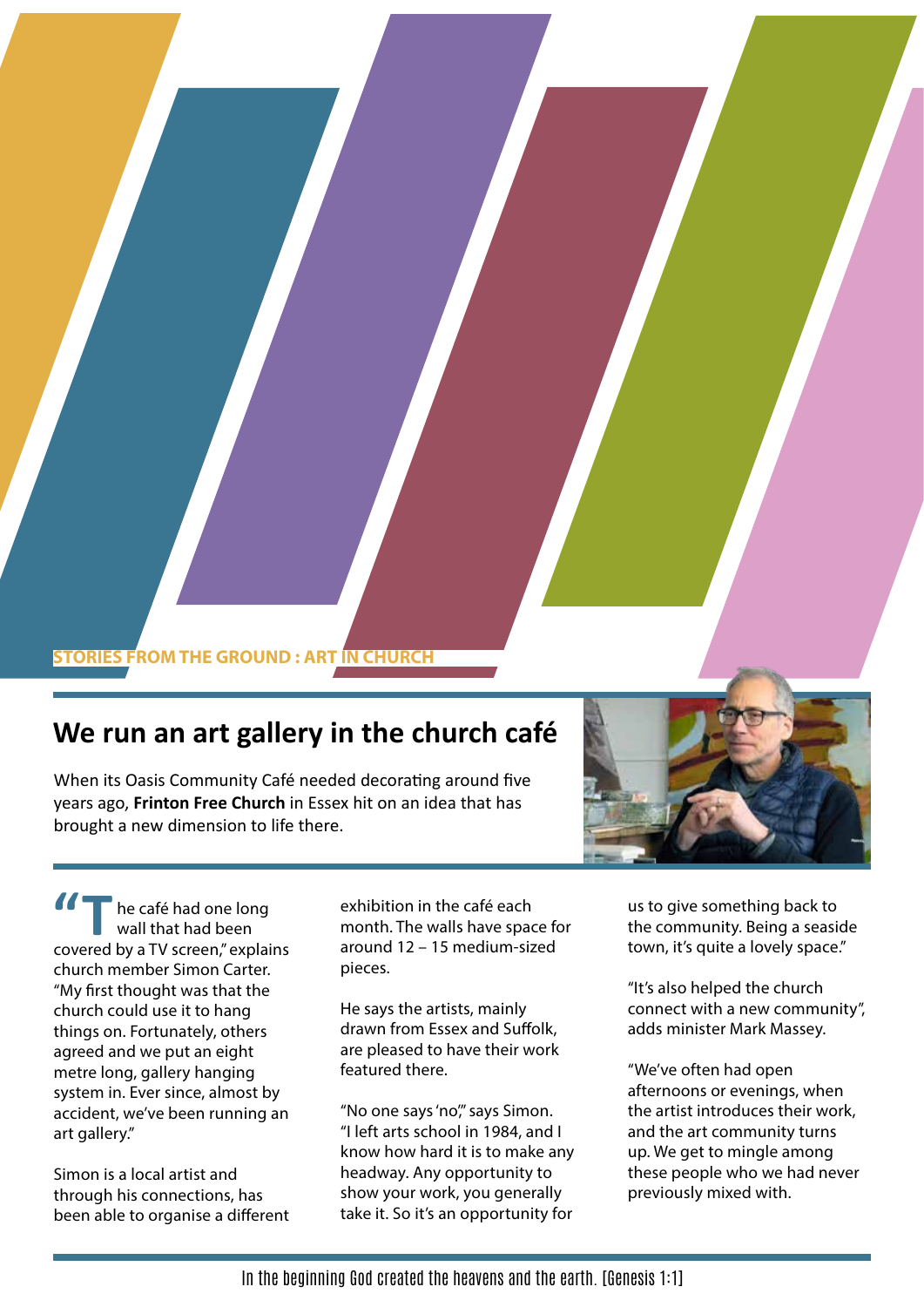STORIES FROM THE GROUND : ART IN CHURCH

# We run an art gallery in the church café

When its Oasis Community Café needed decorating around five years ago, **Frinton Free Church** in Essex hit on an idea that has brought a new dimension to life there.

"The café had one long wall that had been covered by a TV screen," explains church member Simon Carter. "My first thought was that the church could use it to hang things on. Fortunately, others agreed and we put an eight metre long, gallery hanging system in. Ever since, almost by accident, we've been running an art gallery."

Simon is a local artist and through his connections, has been able to organise a different exhibition in the café each month. The walls have space for around 12 – 15 medium-sized pieces.

He says the artists, mainly drawn from Essex and Suffolk, are pleased to have their work featured there.

"No one says 'no'," says Simon. "I left arts school in 1984, and I know how hard it is to make any headway. Any opportunity to show your work, you generally take it. So it's an opportunity for us to give something back to the community. Being a seaside town, it's quite a lovely space."

"It's also helped the church connect with a new community", adds minister Mark Massey.

"We've often had open afternoons or evenings, when the artist introduces their work, and the art community turns up. We get to mingle among these people who we had never previously mixed with.

In the beginning God created the heavens and the earth. [Genesis 1:1]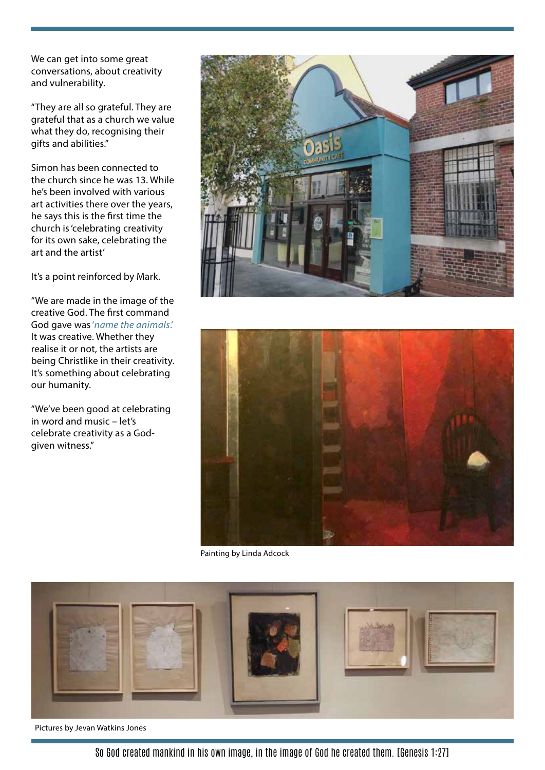We can get into some great conversations, about creativity and vulnerability.

"They are all so grateful. They are grateful that as a church we value what they do, recognising their gifts and abilities."

Simon has been connected to the church since he was 13. While he's been involved with various art activities there over the years, he says this is the first time the church is 'celebrating creativity for its own sake, celebrating the art and the artist'

It's a point reinforced by Mark.

"We are made in the image of the creative God. The first command God gave was '*name the animals*.' It was creative. Whether they realise it or not, the artists are being Christlike in their creativity. It's something about celebrating our humanity.

"We've been good at celebrating in word and music – let's celebrate creativity as a God-given witness."

Painting by Linda Adcock

Pictures by Jevan Watkins Jones

So God created mankind in his own image, in the image of God he created them. [Genesis 1:27]